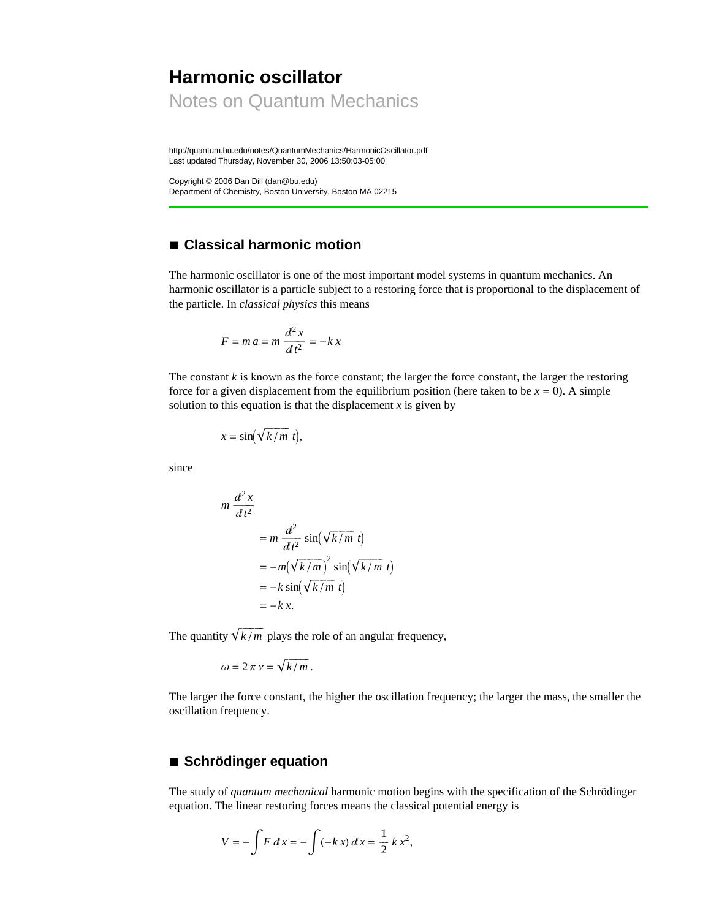# Harmonic oscillator

Notes on Quantum Mechanics

http://quantum.bu.edu/notes/QuantumMechanics/HarmonicOscillator.pdf
Last updated Thursday, November 30, 2006 13:50:03-05:00

Copyright © 2006 Dan Dill (dan@bu.edu)
Department of Chemistry, Boston University, Boston MA 02215

## ■ Classical harmonic motion

The harmonic oscillator is one of the most important model systems in quantum mechanics. An harmonic oscillator is a particle subject to a restoring force that is proportional to the displacement of the particle. In *classical physics* this means

$$F = m\,a = m\,\frac{d^2 x}{d t^2} = -k\,x$$

The constant $k$ is known as the force constant; the larger the force constant, the larger the restoring force for a given displacement from the equilibrium position (here taken to be $x = 0$). A simple solution to this equation is that the displacement $x$ is given by

$$x = \sin\left(\sqrt{k/m}\; t\right),$$

since

$$\begin{aligned}
m\,\frac{d^2 x}{d t^2} & \\
&= m\,\frac{d^2}{d t^2}\,\sin\left(\sqrt{k/m}\; t\right) \\
&= -m\left(\sqrt{k/m}\right)^2 \sin\left(\sqrt{k/m}\; t\right) \\
&= -k\,\sin\left(\sqrt{k/m}\; t\right) \\
&= -k\,x.
\end{aligned}$$

The quantity $\sqrt{k/m}$ plays the role of an angular frequency,

$$\omega = 2\,\pi\,\nu = \sqrt{k/m}\,.$$

The larger the force constant, the higher the oscillation frequency; the larger the mass, the smaller the oscillation frequency.

## ■ Schrödinger equation

The study of *quantum mechanical* harmonic motion begins with the specification of the Schrödinger equation. The linear restoring forces means the classical potential energy is

$$V = -\int F\,d x = -\int (-k\,x)\,d x = \frac{1}{2}\,k\,x^2,$$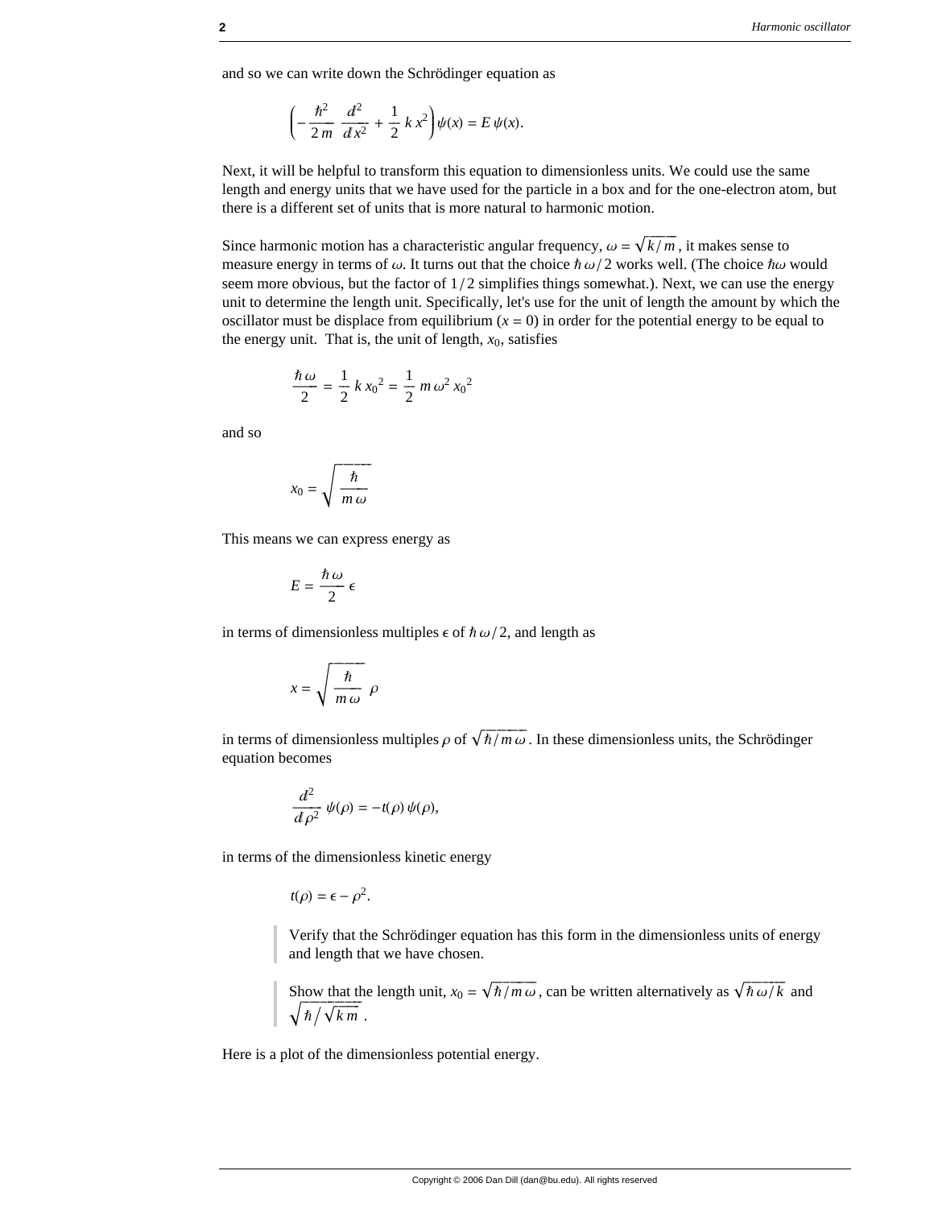and so we can write down the Schrödinger equation as

$$\left(-\frac{\hbar^2}{2\,m}\,\frac{d^2}{d\,x^2}+\frac{1}{2}\,k\,x^2\right)\psi(x)=E\,\psi(x).$$

Next, it will be helpful to transform this equation to dimensionless units. We could use the same length and energy units that we have used for the particle in a box and for the one-electron atom, but there is a different set of units that is more natural to harmonic motion.

Since harmonic motion has a characteristic angular frequency, $\omega = \sqrt{k/m}$, it makes sense to measure energy in terms of $\omega$. It turns out that the choice $\hbar\,\omega/2$ works well. (The choice $\hbar\omega$ would seem more obvious, but the factor of $1/2$ simplifies things somewhat.). Next, we can use the energy unit to determine the length unit. Specifically, let's use for the unit of length the amount by which the oscillator must be displace from equilibrium ($x = 0$) in order for the potential energy to be equal to the energy unit. That is, the unit of length, $x_0$, satisfies

$$\frac{\hbar\,\omega}{2}=\frac{1}{2}\,k\,{x_0}^2=\frac{1}{2}\,m\,\omega^2\,{x_0}^2$$

and so

$$x_0=\sqrt{\frac{\hbar}{m\,\omega}}$$

This means we can express energy as

$$E=\frac{\hbar\,\omega}{2}\,\epsilon$$

in terms of dimensionless multiples $\epsilon$ of $\hbar\,\omega/2$, and length as

$$x=\sqrt{\frac{\hbar}{m\,\omega}}\;\rho$$

in terms of dimensionless multiples $\rho$ of $\sqrt{\hbar/m\,\omega}$. In these dimensionless units, the Schrödinger equation becomes

$$\frac{d^2}{d\,\rho^2}\,\psi(\rho)=-t(\rho)\,\psi(\rho),$$

in terms of the dimensionless kinetic energy

$$t(\rho)=\epsilon-\rho^2.$$

> Verify that the Schrödinger equation has this form in the dimensionless units of energy and length that we have chosen.

> Show that the length unit, $x_0 = \sqrt{\hbar/m\,\omega}$, can be written alternatively as $\sqrt{\hbar\,\omega/k}$ and $\sqrt{\hbar/\sqrt{k\,m}}$.

Here is a plot of the dimensionless potential energy.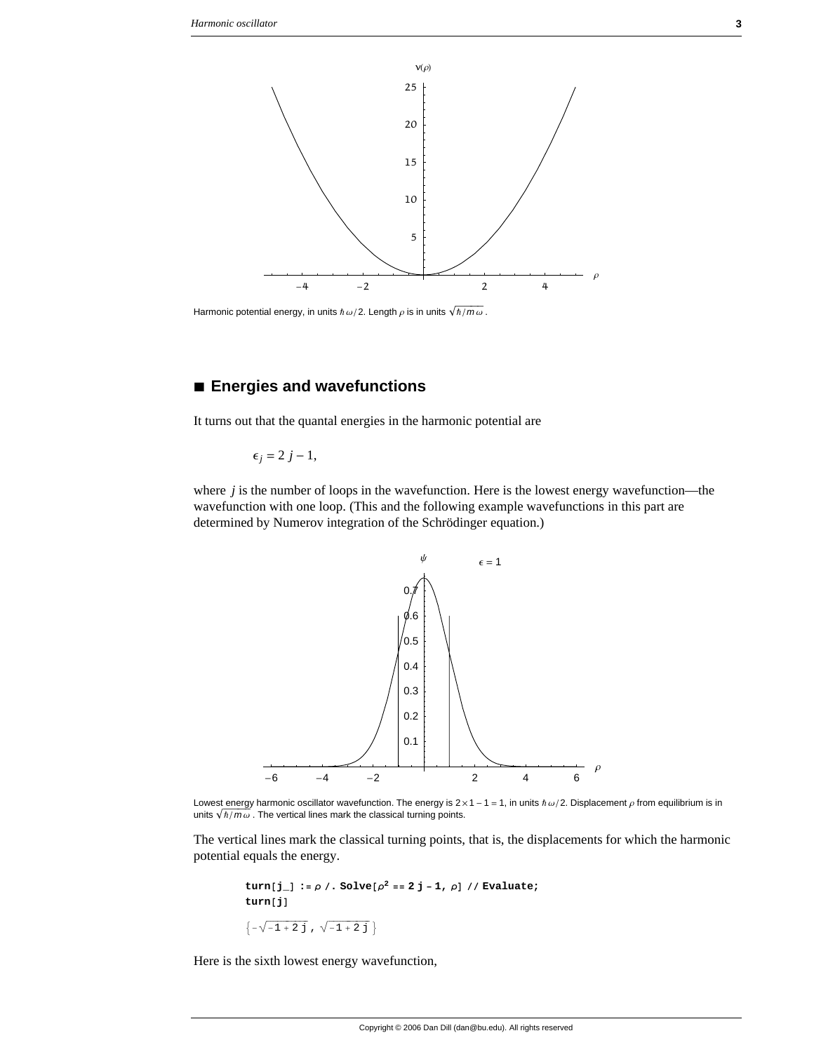Harmonic potential energy, in units $\hbar\,\omega/2$. Length $\rho$ is in units $\sqrt{\hbar/m\,\omega}$ .

## ■ Energies and wavefunctions

It turns out that the quantal energies in the harmonic potential are

$$\epsilon_j = 2\,j - 1,$$

where $j$ is the number of loops in the wavefunction. Here is the lowest energy wavefunction—the wavefunction with one loop. (This and the following example wavefunctions in this part are determined by Numerov integration of the Schrödinger equation.)

Lowest energy harmonic oscillator wavefunction. The energy is $2 \times 1 - 1 = 1$, in units $\hbar\,\omega/2$. Displacement $\rho$ from equilibrium is in units $\sqrt{\hbar/m\,\omega}$ . The vertical lines mark the classical turning points.

The vertical lines mark the classical turning points, that is, the displacements for which the harmonic potential equals the energy.

```
turn[j_] := ρ /. Solve[ρ^2 == 2 j - 1, ρ] // Evaluate;
turn[j]
```

$\left\{-\sqrt{-1+2\,j}\,,\ \sqrt{-1+2\,j}\right\}$

Here is the sixth lowest energy wavefunction,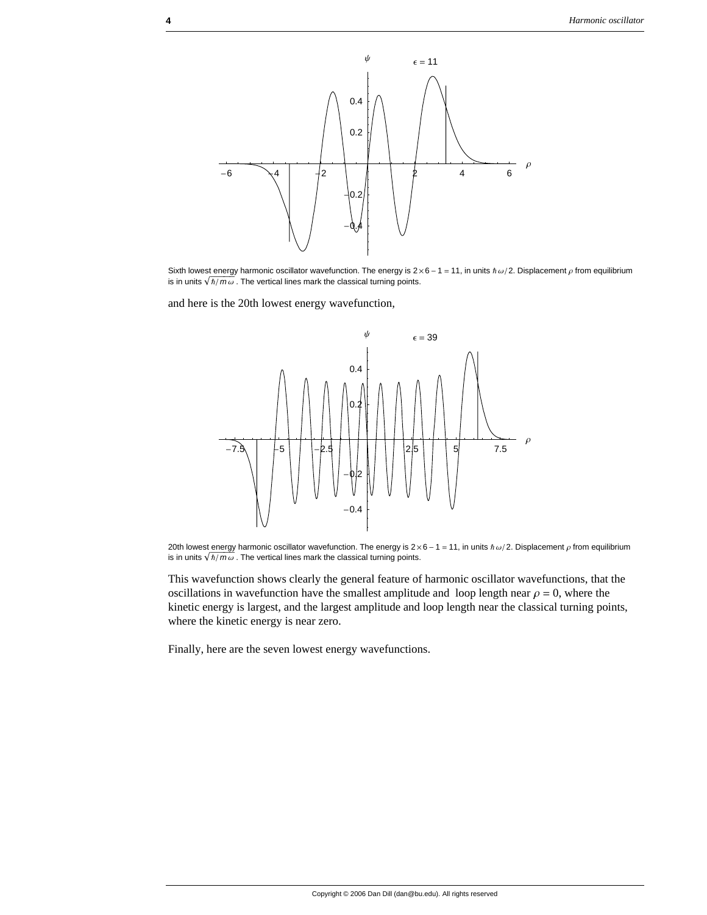Sixth lowest energy harmonic oscillator wavefunction. The energy is $2 \times 6 - 1 = 11$, in units $\hbar\omega/2$. Displacement $\rho$ from equilibrium is in units $\sqrt{\hbar/m\omega}$. The vertical lines mark the classical turning points.

and here is the 20th lowest energy wavefunction,

20th lowest energy harmonic oscillator wavefunction. The energy is $2 \times 6 - 1 = 11$, in units $\hbar\omega/2$. Displacement $\rho$ from equilibrium is in units $\sqrt{\hbar/m\omega}$. The vertical lines mark the classical turning points.

This wavefunction shows clearly the general feature of harmonic oscillator wavefunctions, that the oscillations in wavefunction have the smallest amplitude and loop length near $\rho = 0$, where the kinetic energy is largest, and the largest amplitude and loop length near the classical turning points, where the kinetic energy is near zero.

Finally, here are the seven lowest energy wavefunctions.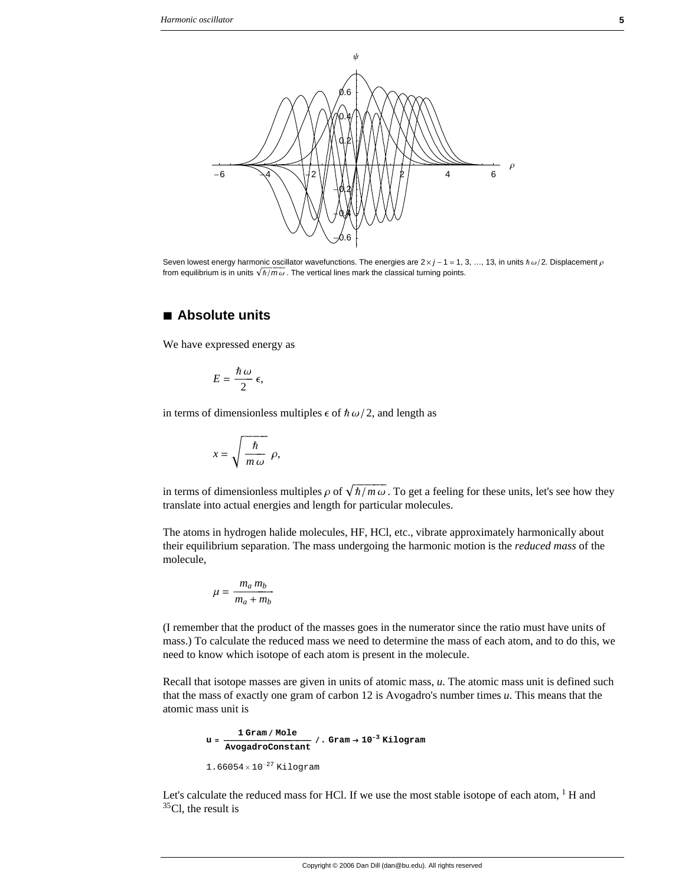Seven lowest energy harmonic oscillator wavefunctions. The energies are $2 \times j - 1 = 1, 3, \ldots, 13$, in units $\hbar\omega/2$. Displacement $\rho$ from equilibrium is in units $\sqrt{\hbar/m\omega}$. The vertical lines mark the classical turning points.

## ■ Absolute units

We have expressed energy as

$$E = \frac{\hbar\omega}{2}\epsilon,$$

in terms of dimensionless multiples $\epsilon$ of $\hbar\omega/2$, and length as

$$x = \sqrt{\frac{\hbar}{m\omega}}\,\rho,$$

in terms of dimensionless multiples $\rho$ of $\sqrt{\hbar/m\omega}$. To get a feeling for these units, let's see how they translate into actual energies and length for particular molecules.

The atoms in hydrogen halide molecules, HF, HCl, etc., vibrate approximately harmonically about their equilibrium separation. The mass undergoing the harmonic motion is the *reduced mass* of the molecule,

$$\mu = \frac{m_a m_b}{m_a + m_b}$$

(I remember that the product of the masses goes in the numerator since the ratio must have units of mass.) To calculate the reduced mass we need to determine the mass of each atom, and to do this, we need to know which isotope of each atom is present in the molecule.

Recall that isotope masses are given in units of atomic mass, *u*. The atomic mass unit is defined such that the mass of exactly one gram of carbon 12 is Avogadro's number times *u*. This means that the atomic mass unit is

```
u = 1 Gram / Mole / AvogadroConstant /. Gram → 10^-3 Kilogram

1.66054 × 10^-27 Kilogram
```

Let's calculate the reduced mass for HCl. If we use the most stable isotope of each atom, $^{1}$H and $^{35}$Cl, the result is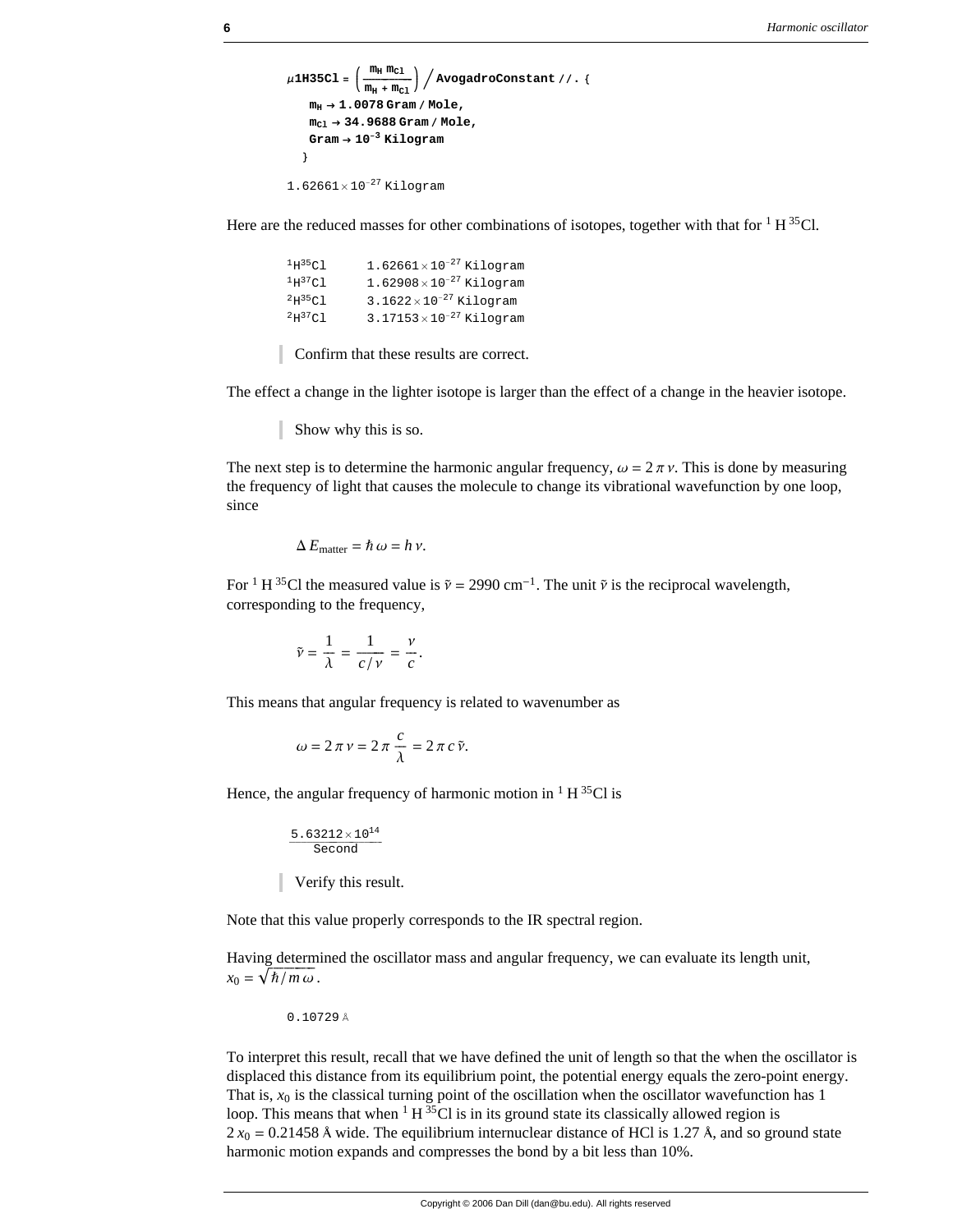```
μ1H35Cl = (mH mCl / (mH + mCl)) / AvogadroConstant //. {
   mH → 1.0078 Gram / Mole,
   mCl → 34.9688 Gram / Mole,
   Gram → 10^-3 Kilogram
  }
```

$1.62661 \times 10^{-27}$ Kilogram

Here are the reduced masses for other combinations of isotopes, together with that for $^{1}H\,^{35}Cl$.

| | |
|---|---|
| $^{1}H^{35}Cl$ | $1.62661 \times 10^{-27}$ Kilogram |
| $^{1}H^{37}Cl$ | $1.62908 \times 10^{-27}$ Kilogram |
| $^{2}H^{35}Cl$ | $3.1622 \times 10^{-27}$ Kilogram |
| $^{2}H^{37}Cl$ | $3.17153 \times 10^{-27}$ Kilogram |

> Confirm that these results are correct.

The effect a change in the lighter isotope is larger than the effect of a change in the heavier isotope.

> Show why this is so.

The next step is to determine the harmonic angular frequency, $\omega = 2\pi\nu$. This is done by measuring the frequency of light that causes the molecule to change its vibrational wavefunction by one loop, since

$$\Delta E_{\text{matter}} = \hbar\,\omega = h\,\nu.$$

For $^{1}H\,^{35}Cl$ the measured value is $\tilde{\nu} = 2990\ \text{cm}^{-1}$. The unit $\tilde{\nu}$ is the reciprocal wavelength, corresponding to the frequency,

$$\tilde{\nu} = \frac{1}{\lambda} = \frac{1}{c/\nu} = \frac{\nu}{c}.$$

This means that angular frequency is related to wavenumber as

$$\omega = 2\pi\nu = 2\pi\frac{c}{\lambda} = 2\pi c\,\tilde{\nu}.$$

Hence, the angular frequency of harmonic motion in $^{1}H\,^{35}Cl$ is

$$\frac{5.63212 \times 10^{14}}{\text{Second}}$$

> Verify this result.

Note that this value properly corresponds to the IR spectral region.

Having determined the oscillator mass and angular frequency, we can evaluate its length unit, $x_0 = \sqrt{\hbar/m\,\omega}$.

0.10729 Å

To interpret this result, recall that we have defined the unit of length so that the when the oscillator is displaced this distance from its equilibrium point, the potential energy equals the zero-point energy. That is, $x_0$ is the classical turning point of the oscillation when the oscillator wavefunction has 1 loop. This means that when $^{1}H\,^{35}Cl$ is in its ground state its classically allowed region is $2\,x_0 = 0.21458$ Å wide. The equilibrium internuclear distance of HCl is 1.27 Å, and so ground state harmonic motion expands and compresses the bond by a bit less than 10%.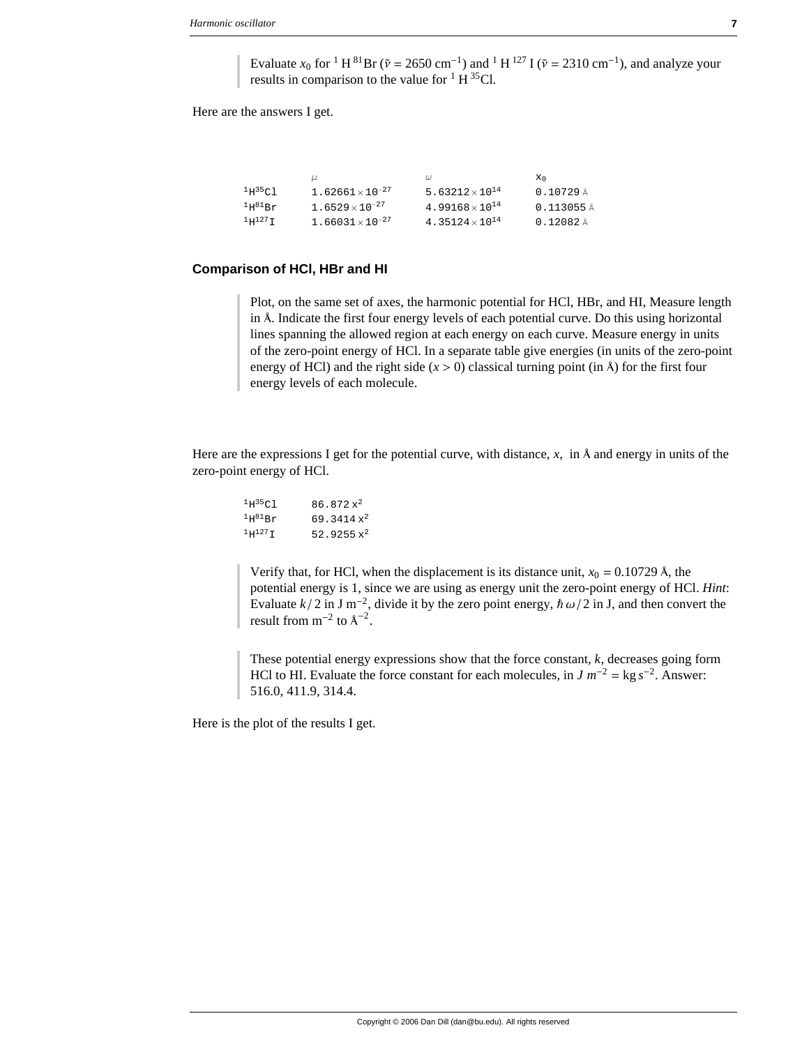> Evaluate $x_0$ for $^1$H $^{81}$Br ($\tilde{\nu} = 2650$ cm$^{-1}$) and $^1$H $^{127}$I ($\tilde{\nu} = 2310$ cm$^{-1}$), and analyze your results in comparison to the value for $^1$H $^{35}$Cl.

Here are the answers I get.

| | $\mu$ | $\omega$ | $x_0$ |
|---|---|---|---|
| $^1H^{35}Cl$ | $1.62661 \times 10^{-27}$ | $5.63212 \times 10^{14}$ | 0.10729 Å |
| $^1H^{81}Br$ | $1.6529 \times 10^{-27}$ | $4.99168 \times 10^{14}$ | 0.113055 Å |
| $^1H^{127}I$ | $1.66031 \times 10^{-27}$ | $4.35124 \times 10^{14}$ | 0.12082 Å |

### Comparison of HCl, HBr and HI

> Plot, on the same set of axes, the harmonic potential for HCl, HBr, and HI, Measure length in Å. Indicate the first four energy levels of each potential curve. Do this using horizontal lines spanning the allowed region at each energy on each curve. Measure energy in units of the zero-point energy of HCl. In a separate table give energies (in units of the zero-point energy of HCl) and the right side ($x > 0$) classical turning point (in Å) for the first four energy levels of each molecule.

Here are the expressions I get for the potential curve, with distance, $x$, in Å and energy in units of the zero-point energy of HCl.

| | |
|---|---|
| $^1H^{35}Cl$ | $86.872\, x^2$ |
| $^1H^{81}Br$ | $69.3414\, x^2$ |
| $^1H^{127}I$ | $52.9255\, x^2$ |

> Verify that, for HCl, when the displacement is its distance unit, $x_0 = 0.10729$ Å, the potential energy is 1, since we are using as energy unit the zero-point energy of HCl. *Hint*: Evaluate $k/2$ in J m$^{-2}$, divide it by the zero point energy, $\hbar\,\omega/2$ in J, and then convert the result from m$^{-2}$ to Å$^{-2}$.

> These potential energy expressions show that the force constant, $k$, decreases going form HCl to HI. Evaluate the force constant for each molecules, in $J\, m^{-2} = \text{kg}\, s^{-2}$. Answer: 516.0, 411.9, 314.4.

Here is the plot of the results I get.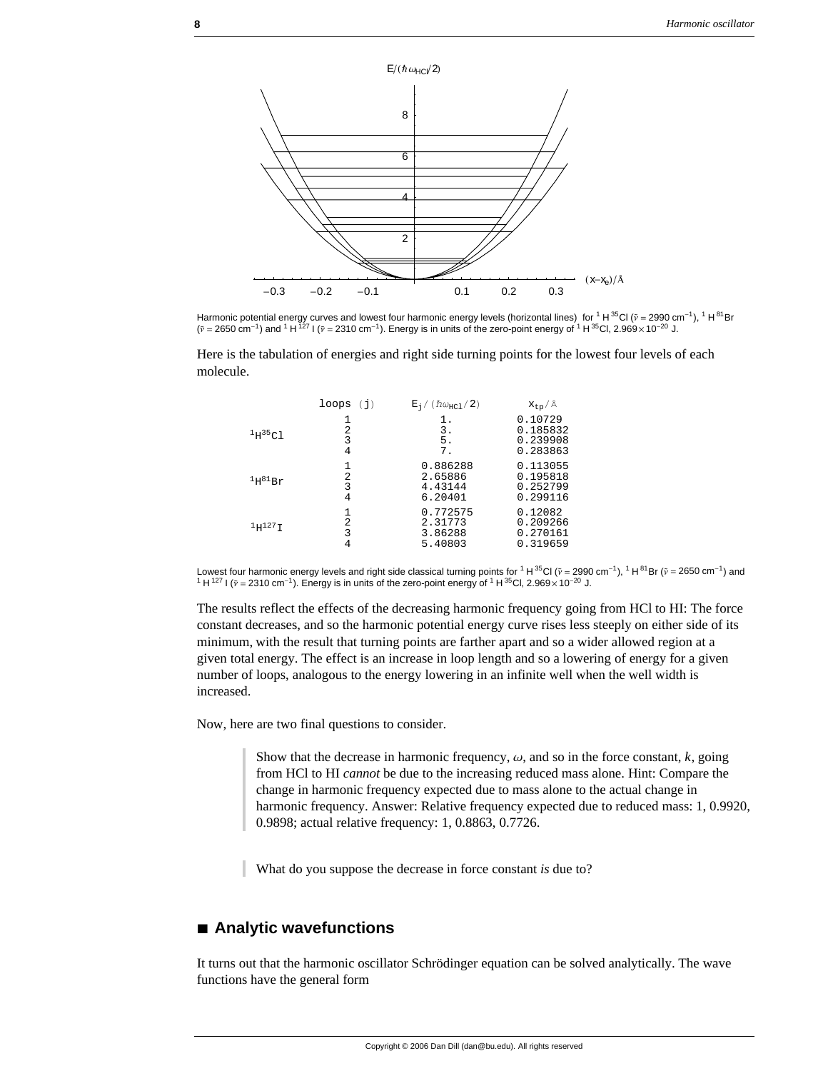Harmonic potential energy curves and lowest four harmonic energy levels (horizontal lines) for $^1H^{35}Cl$ ($\tilde{\nu} = 2990\ cm^{-1}$), $^1H^{81}Br$ ($\tilde{\nu} = 2650\ cm^{-1}$) and $^1H^{127}I$ ($\tilde{\nu} = 2310\ cm^{-1}$). Energy is in units of the zero-point energy of $^1H^{35}Cl$, $2.969 \times 10^{-20}$ J.

Here is the tabulation of energies and right side turning points for the lowest four levels of each molecule.

| | loops ($j$) | $E_j/(\hbar\omega_{HCl}/2)$ | $x_{tp}/Å$ |
|---|---|---|---|
| $^1H^{35}Cl$ | 1 | 1. | 0.10729 |
| | 2 | 3. | 0.185832 |
| | 3 | 5. | 0.239908 |
| | 4 | 7. | 0.283863 |
| $^1H^{81}Br$ | 1 | 0.886288 | 0.113055 |
| | 2 | 2.65886 | 0.195818 |
| | 3 | 4.43144 | 0.252799 |
| | 4 | 6.20401 | 0.299116 |
| $^1H^{127}I$ | 1 | 0.772575 | 0.12082 |
| | 2 | 2.31773 | 0.209266 |
| | 3 | 3.86288 | 0.270161 |
| | 4 | 5.40803 | 0.319659 |

Lowest four harmonic energy levels and right side classical turning points for $^1H^{35}Cl$ ($\tilde{\nu} = 2990\ cm^{-1}$), $^1H^{81}Br$ ($\tilde{\nu} = 2650\ cm^{-1}$) and $^1H^{127}I$ ($\tilde{\nu} = 2310\ cm^{-1}$). Energy is in units of the zero-point energy of $^1H^{35}Cl$, $2.969 \times 10^{-20}$ J.

The results reflect the effects of the decreasing harmonic frequency going from HCl to HI: The force constant decreases, and so the harmonic potential energy curve rises less steeply on either side of its minimum, with the result that turning points are farther apart and so a wider allowed region at a given total energy. The effect is an increase in loop length and so a lowering of energy for a given number of loops, analogous to the energy lowering in an infinite well when the well width is increased.

Now, here are two final questions to consider.

> Show that the decrease in harmonic frequency, $\omega$, and so in the force constant, $k$, going from HCl to HI *cannot* be due to the increasing reduced mass alone. Hint: Compare the change in harmonic frequency expected due to mass alone to the actual change in harmonic frequency. Answer: Relative frequency expected due to reduced mass: 1, 0.9920, 0.9898; actual relative frequency: 1, 0.8863, 0.7726.

> What do you suppose the decrease in force constant *is* due to?

## ■ Analytic wavefunctions

It turns out that the harmonic oscillator Schrödinger equation can be solved analytically. The wave functions have the general form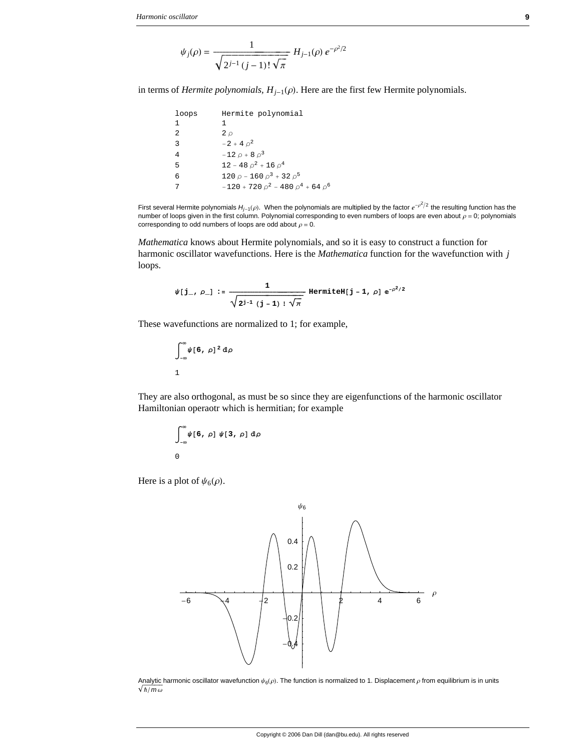$$\psi_j(\rho) = \frac{1}{\sqrt{2^{j-1}\,(j-1)!\,\sqrt{\pi}}}\,H_{j-1}(\rho)\,e^{-\rho^2/2}$$

in terms of *Hermite polynomials*, $H_{j-1}(\rho)$. Here are the first few Hermite polynomials.

| loops | Hermite polynomial |
|---|---|
| 1 | $1$ |
| 2 | $2\rho$ |
| 3 | $-2 + 4\rho^2$ |
| 4 | $-12\rho + 8\rho^3$ |
| 5 | $12 - 48\rho^2 + 16\rho^4$ |
| 6 | $120\rho - 160\rho^3 + 32\rho^5$ |
| 7 | $-120 + 720\rho^2 - 480\rho^4 + 64\rho^6$ |

First several Hermite polynomials $H_{j-1}(\rho)$. When the polynomials are multiplied by the factor $e^{-\rho^2/2}$ the resulting function has the number of loops given in the first column. Polynomial corresponding to even numbers of loops are even about $\rho = 0$; polynomials corresponding to odd numbers of loops are odd about $\rho = 0$.

*Mathematica* knows about Hermite polynomials, and so it is easy to construct a function for harmonic oscillator wavefunctions. Here is the *Mathematica* function for the wavefunction with $j$ loops.

$$\psi[j\_,\ \rho\_] := \frac{1}{\sqrt{2^{j-1}\,(j-1)!\,\sqrt{\pi}}}\ \text{HermiteH}[j-1,\ \rho]\ e^{-\rho^2/2}$$

These wavefunctions are normalized to 1; for example,

$$\int_{-\infty}^{\infty} \psi[6,\ \rho]^2\, d\rho$$

1

They are also orthogonal, as must be so since they are eigenfunctions of the harmonic oscillator Hamiltonian operaotr which is hermitian; for example

$$\int_{-\infty}^{\infty} \psi[6,\ \rho]\ \psi[3,\ \rho]\, d\rho$$

0

Here is a plot of $\psi_6(\rho)$.

Analytic harmonic oscillator wavefunction $\psi_6(\rho)$. The function is normalized to 1. Displacement $\rho$ from equilibrium is in units $\sqrt{\hbar/m\,\omega}$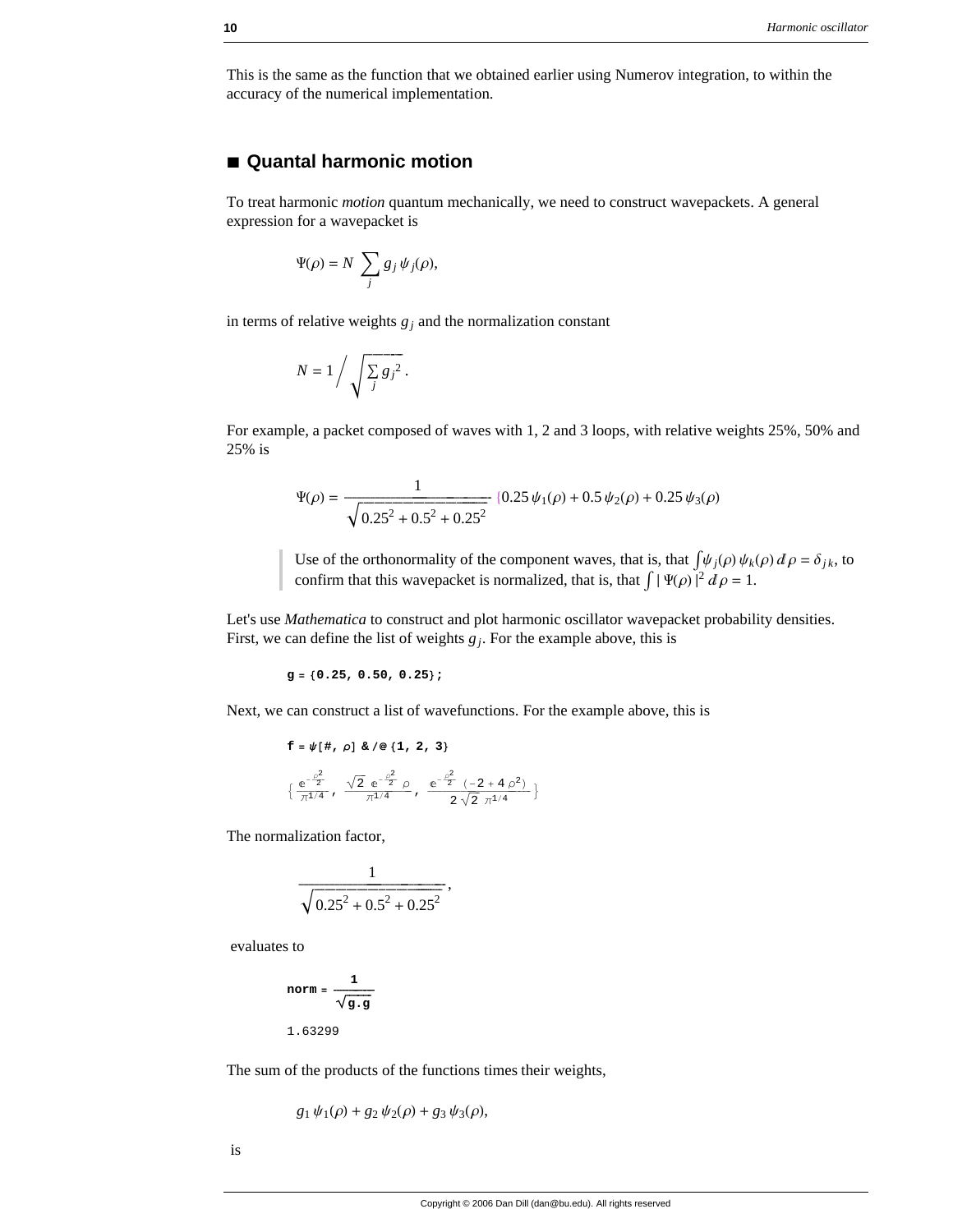This is the same as the function that we obtained earlier using Numerov integration, to within the accuracy of the numerical implementation.

## ■ Quantal harmonic motion

To treat harmonic *motion* quantum mechanically, we need to construct wavepackets. A general expression for a wavepacket is

$$\Psi(\rho) = N \sum_j g_j \psi_j(\rho),$$

in terms of relative weights $g_j$ and the normalization constant

$$N = 1 \Big/ \sqrt{\sum_j g_j^2}\,.$$

For example, a packet composed of waves with 1, 2 and 3 loops, with relative weights 25%, 50% and 25% is

$$\Psi(\rho) = \frac{1}{\sqrt{0.25^2 + 0.5^2 + 0.25^2}} \{0.25\,\psi_1(\rho) + 0.5\,\psi_2(\rho) + 0.25\,\psi_3(\rho)$$

> Use of the orthonormality of the component waves, that is, that $\int \psi_j(\rho)\,\psi_k(\rho)\,d\rho = \delta_{jk}$, to confirm that this wavepacket is normalized, that is, that $\int |\,\Psi(\rho)\,|^2\,d\rho = 1$.

Let's use *Mathematica* to construct and plot harmonic oscillator wavepacket probability densities. First, we can define the list of weights $g_j$. For the example above, this is

```
g = {0.25, 0.50, 0.25};
```

Next, we can construct a list of wavefunctions. For the example above, this is

```
f = ψ[#, ρ] & /@ {1, 2, 3}
```

$$\left\{\frac{e^{-\frac{\rho^2}{2}}}{\pi^{1/4}},\ \frac{\sqrt{2}\,e^{-\frac{\rho^2}{2}}\,\rho}{\pi^{1/4}},\ \frac{e^{-\frac{\rho^2}{2}}\,(-2+4\,\rho^2)}{2\,\sqrt{2}\,\pi^{1/4}}\right\}$$

The normalization factor,

$$\frac{1}{\sqrt{0.25^2 + 0.5^2 + 0.25^2}},$$

evaluates to

```
norm = 1/Sqrt[g.g]
```

```
1.63299
```

The sum of the products of the functions times their weights,

$$g_1\,\psi_1(\rho) + g_2\,\psi_2(\rho) + g_3\,\psi_3(\rho),$$

is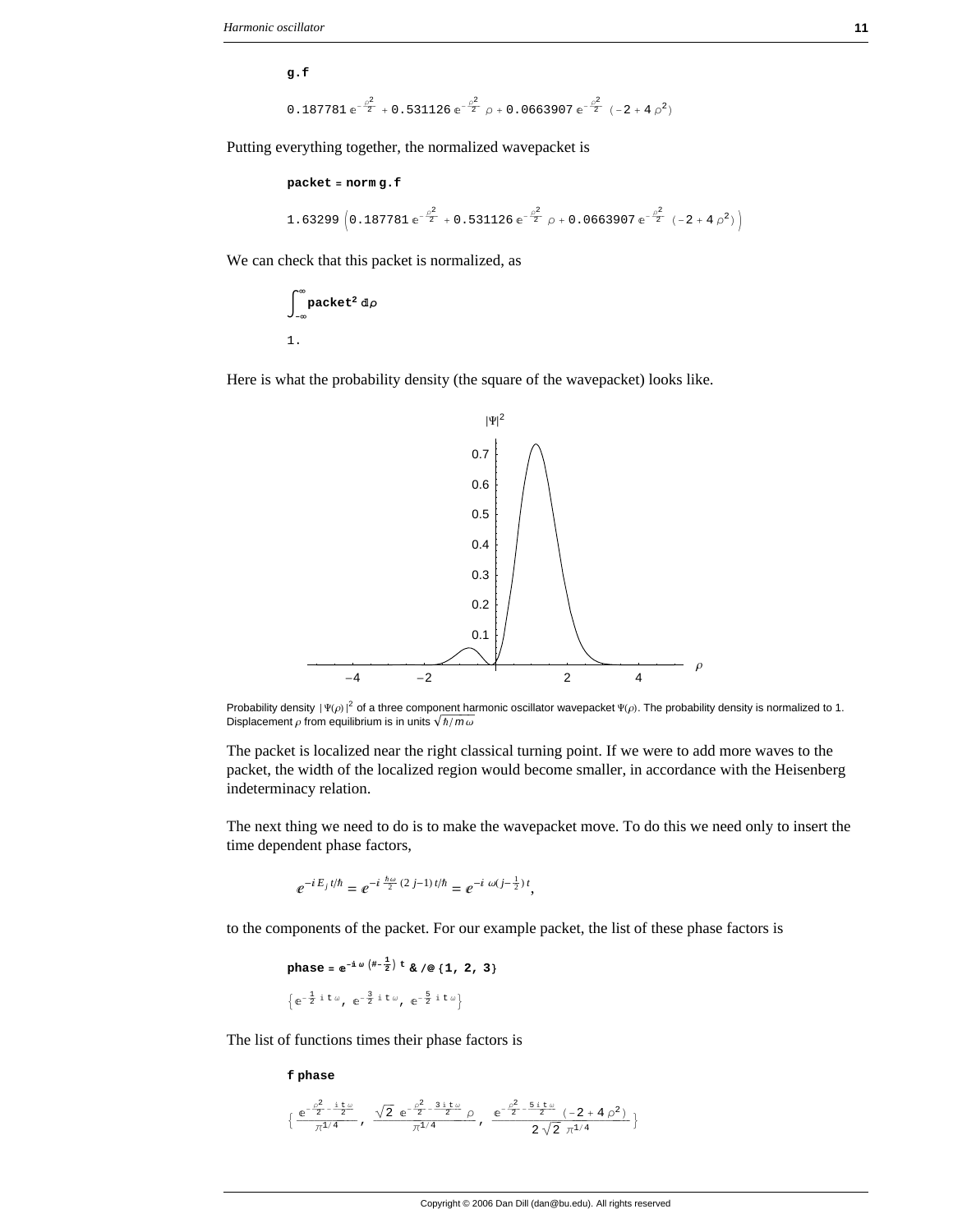```
g.f
```

$$0.187781\, e^{-\frac{\rho^2}{2}} + 0.531126\, e^{-\frac{\rho^2}{2}}\, \rho + 0.0663907\, e^{-\frac{\rho^2}{2}}\, (-2 + 4\,\rho^2)$$

Putting everything together, the normalized wavepacket is

```
packet = norm g.f
```

$$1.63299\left(0.187781\, e^{-\frac{\rho^2}{2}} + 0.531126\, e^{-\frac{\rho^2}{2}}\, \rho + 0.0663907\, e^{-\frac{\rho^2}{2}}\, (-2 + 4\,\rho^2)\right)$$

We can check that this packet is normalized, as

$$\int_{-\infty}^{\infty} \mathbf{packet}^2\, d\rho$$

1.

Here is what the probability density (the square of the wavepacket) looks like.

Probability density $|\Psi(\rho)|^2$ of a three component harmonic oscillator wavepacket $\Psi(\rho)$. The probability density is normalized to 1. Displacement $\rho$ from equilibrium is in units $\sqrt{\hbar/m\,\omega}$

The packet is localized near the right classical turning point. If we were to add more waves to the packet, the width of the localized region would become smaller, in accordance with the Heisenberg indeterminacy relation.

The next thing we need to do is to make the wavepacket move. To do this we need only to insert the time dependent phase factors,

$$e^{-i\,E_j\,t/\hbar} = e^{-i\,\frac{\hbar\omega}{2}\,(2\,j-1)\,t/\hbar} = e^{-i\,\omega(j-\frac{1}{2})\,t},$$

to the components of the packet. For our example packet, the list of these phase factors is

```
phase = e^(-i ω (#-1/2) t) & /@ {1, 2, 3}
```

$$\left\{e^{-\frac{1}{2}\,i\,t\,\omega},\ e^{-\frac{3}{2}\,i\,t\,\omega},\ e^{-\frac{5}{2}\,i\,t\,\omega}\right\}$$

The list of functions times their phase factors is

```
f phase
```

$$\left\{\frac{e^{-\frac{\rho^2}{2}-\frac{i\,t\,\omega}{2}}}{\pi^{1/4}},\ \frac{\sqrt{2}\, e^{-\frac{\rho^2}{2}-\frac{3\,i\,t\,\omega}{2}}\,\rho}{\pi^{1/4}},\ \frac{e^{-\frac{\rho^2}{2}-\frac{5\,i\,t\,\omega}{2}}\,(-2+4\,\rho^2)}{2\,\sqrt{2}\,\pi^{1/4}}\right\}$$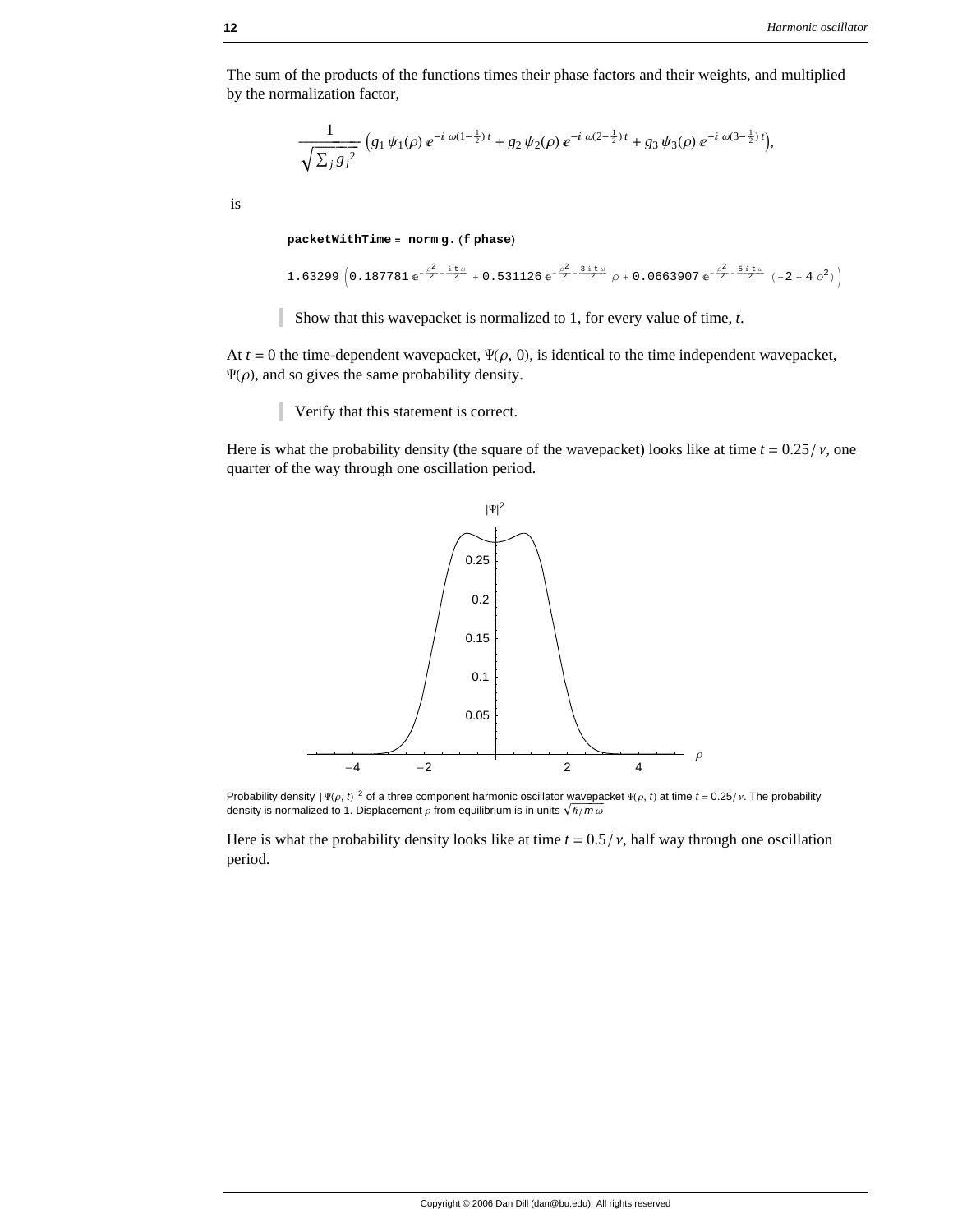The sum of the products of the functions times their phase factors and their weights, and multiplied by the normalization factor,

$$\frac{1}{\sqrt{\sum_j g_j^2}} \left( g_1\,\psi_1(\rho)\, e^{-i\,\omega(1-\frac{1}{2})\,t} + g_2\,\psi_2(\rho)\, e^{-i\,\omega(2-\frac{1}{2})\,t} + g_3\,\psi_3(\rho)\, e^{-i\,\omega(3-\frac{1}{2})\,t} \right),$$

is

```
packetWithTime = norm g.(f phase)
```

$$1.63299 \left( 0.187781\, e^{-\frac{\rho^2}{2} - \frac{i\,t\,\omega}{2}} + 0.531126\, e^{-\frac{\rho^2}{2} - \frac{3\,i\,t\,\omega}{2}}\,\rho + 0.0663907\, e^{-\frac{\rho^2}{2} - \frac{5\,i\,t\,\omega}{2}}\,(-2 + 4\,\rho^2) \right)$$

> Show that this wavepacket is normalized to 1, for every value of time, $t$.

At $t = 0$ the time-dependent wavepacket, $\Psi(\rho, 0)$, is identical to the time independent wavepacket, $\Psi(\rho)$, and so gives the same probability density.

> Verify that this statement is correct.

Here is what the probability density (the square of the wavepacket) looks like at time $t = 0.25/\nu$, one quarter of the way through one oscillation period.

Probability density $|\Psi(\rho, t)|^2$ of a three component harmonic oscillator wavepacket $\Psi(\rho, t)$ at time $t = 0.25/\nu$. The probability density is normalized to 1. Displacement $\rho$ from equilibrium is in units $\sqrt{\hbar/m\,\omega}$

Here is what the probability density looks like at time $t = 0.5/\nu$, half way through one oscillation period.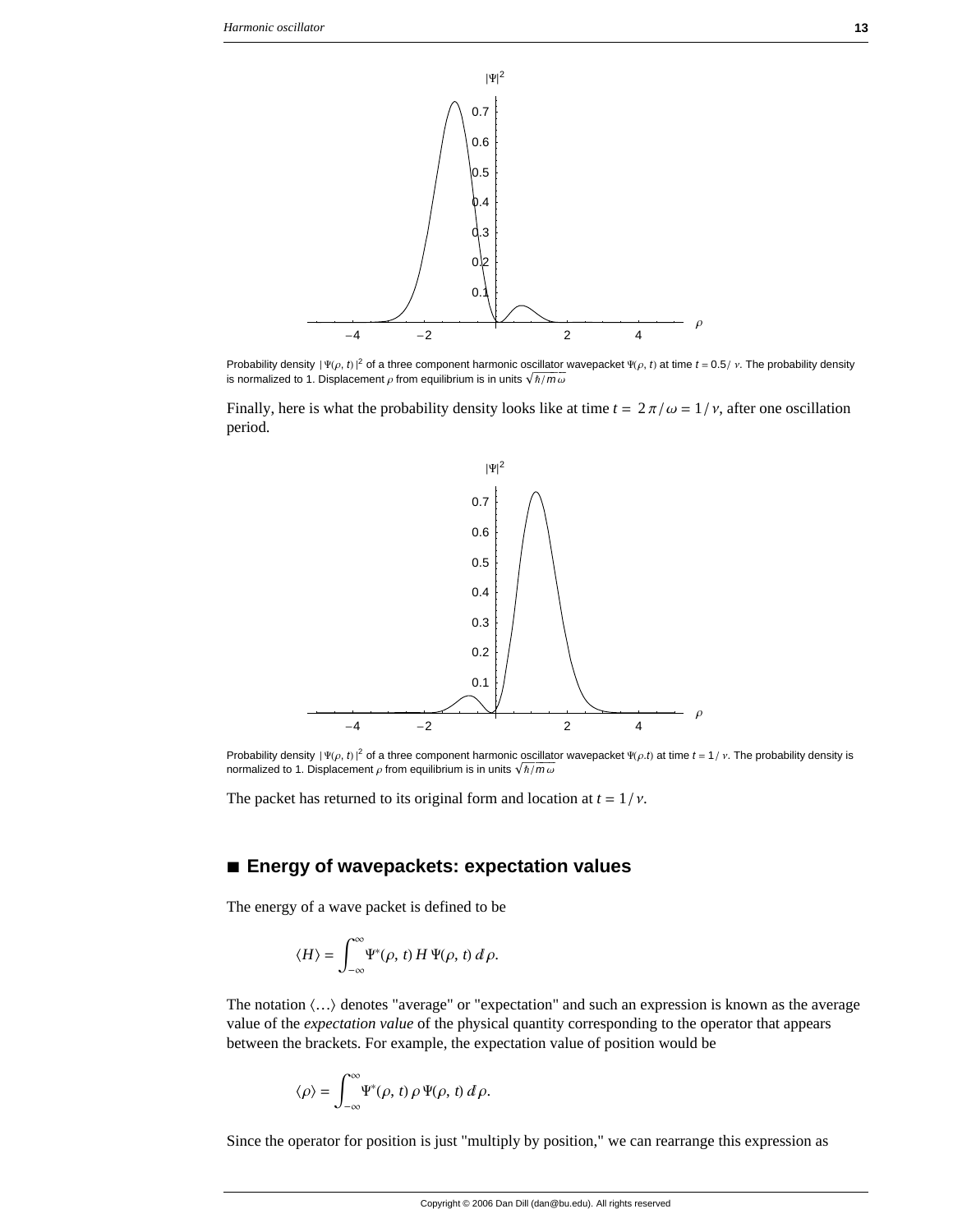Probability density $|\Psi(\rho, t)|^2$ of a three component harmonic oscillator wavepacket $\Psi(\rho, t)$ at time $t = 0.5/\nu$. The probability density is normalized to 1. Displacement $\rho$ from equilibrium is in units $\sqrt{\hbar/m\omega}$

Finally, here is what the probability density looks like at time $t = 2\pi/\omega = 1/\nu$, after one oscillation period.

Probability density $|\Psi(\rho, t)|^2$ of a three component harmonic oscillator wavepacket $\Psi(\rho.t)$ at time $t = 1/\nu$. The probability density is normalized to 1. Displacement $\rho$ from equilibrium is in units $\sqrt{\hbar/m\omega}$

The packet has returned to its original form and location at $t = 1/\nu$.

## ■ Energy of wavepackets: expectation values

The energy of a wave packet is defined to be

$$\langle H \rangle = \int_{-\infty}^{\infty} \Psi^*(\rho, t) \, H \, \Psi(\rho, t) \, d\rho.$$

The notation $\langle \ldots \rangle$ denotes "average" or "expectation" and such an expression is known as the average value of the *expectation value* of the physical quantity corresponding to the operator that appears between the brackets. For example, the expectation value of position would be

$$\langle \rho \rangle = \int_{-\infty}^{\infty} \Psi^*(\rho, t) \, \rho \, \Psi(\rho, t) \, d\rho.$$

Since the operator for position is just "multiply by position," we can rearrange this expression as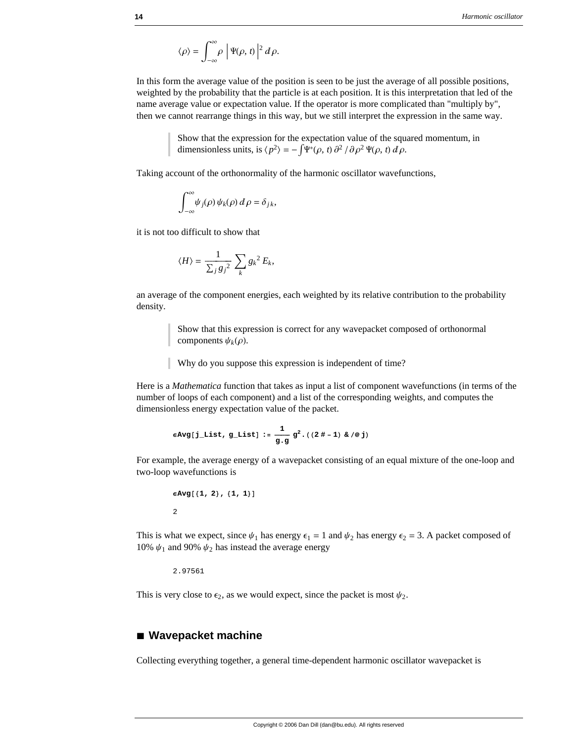$$\langle \rho \rangle = \int_{-\infty}^{\infty} \rho \left| \Psi(\rho, t) \right|^2 d\rho.$$

In this form the average value of the position is seen to be just the average of all possible positions, weighted by the probability that the particle is at each position. It is this interpretation that led of the name average value or expectation value. If the operator is more complicated than "multiply by", then we cannot rearrange things in this way, but we still interpret the expression in the same way.

> Show that the expression for the expectation value of the squared momentum, in dimensionless units, is $\langle p^2 \rangle = -\int \Psi^*(\rho, t)\, \partial^2 / \partial \rho^2\, \Psi(\rho, t)\, d\rho$.

Taking account of the orthonormality of the harmonic oscillator wavefunctions,

$$\int_{-\infty}^{\infty} \psi_j(\rho)\, \psi_k(\rho)\, d\rho = \delta_{jk},$$

it is not too difficult to show that

$$\langle H \rangle = \frac{1}{\sum_j g_j^2} \sum_k g_k^2 E_k,$$

an average of the component energies, each weighted by its relative contribution to the probability density.

> Show that this expression is correct for any wavepacket composed of orthonormal components $\psi_k(\rho)$.

> Why do you suppose this expression is independent of time?

Here is a *Mathematica* function that takes as input a list of component wavefunctions (in terms of the number of loops of each component) and a list of the corresponding weights, and computes the dimensionless energy expectation value of the packet.

```
ϵAvg[j_List, g_List] := 1/(g.g) g^2.((2 # - 1) & /@ j)
```

For example, the average energy of a wavepacket consisting of an equal mixture of the one-loop and two-loop wavefunctions is

```
ϵAvg[{1, 2}, {1, 1}]

2
```

This is what we expect, since $\psi_1$ has energy $\epsilon_1 = 1$ and $\psi_2$ has energy $\epsilon_2 = 3$. A packet composed of 10% $\psi_1$ and 90% $\psi_2$ has instead the average energy

```
2.97561
```

This is very close to $\epsilon_2$, as we would expect, since the packet is most $\psi_2$.

## ■ Wavepacket machine

Collecting everything together, a general time-dependent harmonic oscillator wavepacket is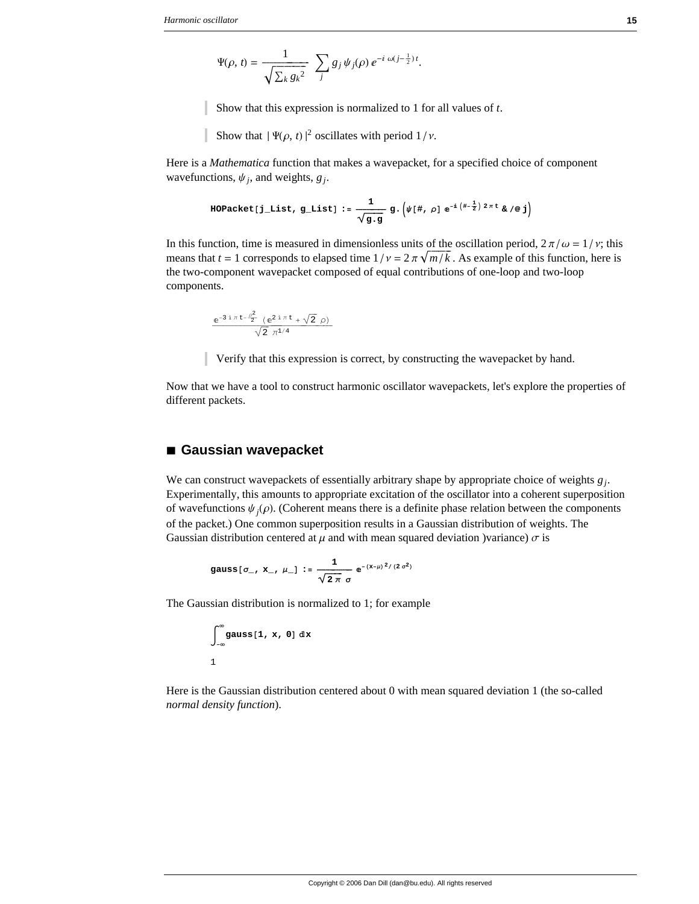$$\Psi(\rho, t) = \frac{1}{\sqrt{\sum_k g_k^2}} \sum_j g_j \psi_j(\rho) e^{-i \omega(j-\frac{1}{2})t}.$$

> Show that this expression is normalized to 1 for all values of $t$.

> Show that $|\Psi(\rho, t)|^2$ oscillates with period $1/\nu$.

Here is a *Mathematica* function that makes a wavepacket, for a specified choice of component wavefunctions, $\psi_j$, and weights, $g_j$.

```
HOPacket[j_List, g_List] := 1/Sqrt[g.g] g.(ψ[#, ρ] e^(-i (# - 1/2) 2 π t) & /@ j)
```

In this function, time is measured in dimensionless units of the oscillation period, $2\pi/\omega = 1/\nu$; this means that $t = 1$ corresponds to elapsed time $1/\nu = 2\pi\sqrt{m/k}$. As example of this function, here is the two-component wavepacket composed of equal contributions of one-loop and two-loop components.

$$\frac{e^{-3 i \pi t - \frac{\rho^2}{2}} \left(e^{2 i \pi t} + \sqrt{2}\, \rho\right)}{\sqrt{2}\, \pi^{1/4}}$$

> Verify that this expression is correct, by constructing the wavepacket by hand.

Now that we have a tool to construct harmonic oscillator wavepackets, let's explore the properties of different packets.

## ■ Gaussian wavepacket

We can construct wavepackets of essentially arbitrary shape by appropriate choice of weights $g_j$. Experimentally, this amounts to appropriate excitation of the oscillator into a coherent superposition of wavefunctions $\psi_j(\rho)$. (Coherent means there is a definite phase relation between the components of the packet.) One common superposition results in a Gaussian distribution of weights. The Gaussian distribution centered at $\mu$ and with mean squared deviation )variance) $\sigma$ is

```
gauss[σ_, x_, μ_] := 1/(Sqrt[2 π] σ) e^(-(x - μ)^2/(2 σ^2))
```

The Gaussian distribution is normalized to 1; for example

```
∫_{-∞}^{∞} gauss[1, x, 0] dx
```

```
1
```

Here is the Gaussian distribution centered about 0 with mean squared deviation 1 (the so-called *normal density function*).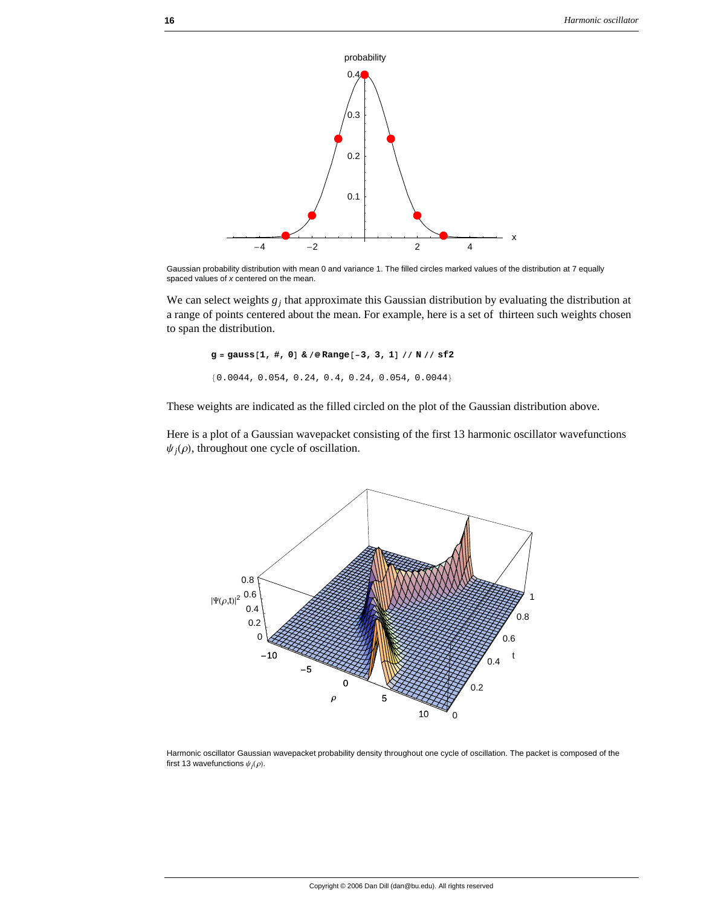Gaussian probability distribution with mean 0 and variance 1. The filled circles marked values of the distribution at 7 equally spaced values of $x$ centered on the mean.

We can select weights $g_j$ that approximate this Gaussian distribution by evaluating the distribution at a range of points centered about the mean. For example, here is a set of thirteen such weights chosen to span the distribution.

```
g = gauss[1, #, 0] & /@ Range[-3, 3, 1] // N // sf2
```

```
{0.0044, 0.054, 0.24, 0.4, 0.24, 0.054, 0.0044}
```

These weights are indicated as the filled circled on the plot of the Gaussian distribution above.

Here is a plot of a Gaussian wavepacket consisting of the first 13 harmonic oscillator wavefunctions $\psi_j(\rho)$, throughout one cycle of oscillation.

Harmonic oscillator Gaussian wavepacket probability density throughout one cycle of oscillation. The packet is composed of the first 13 wavefunctions $\psi_j(\rho)$.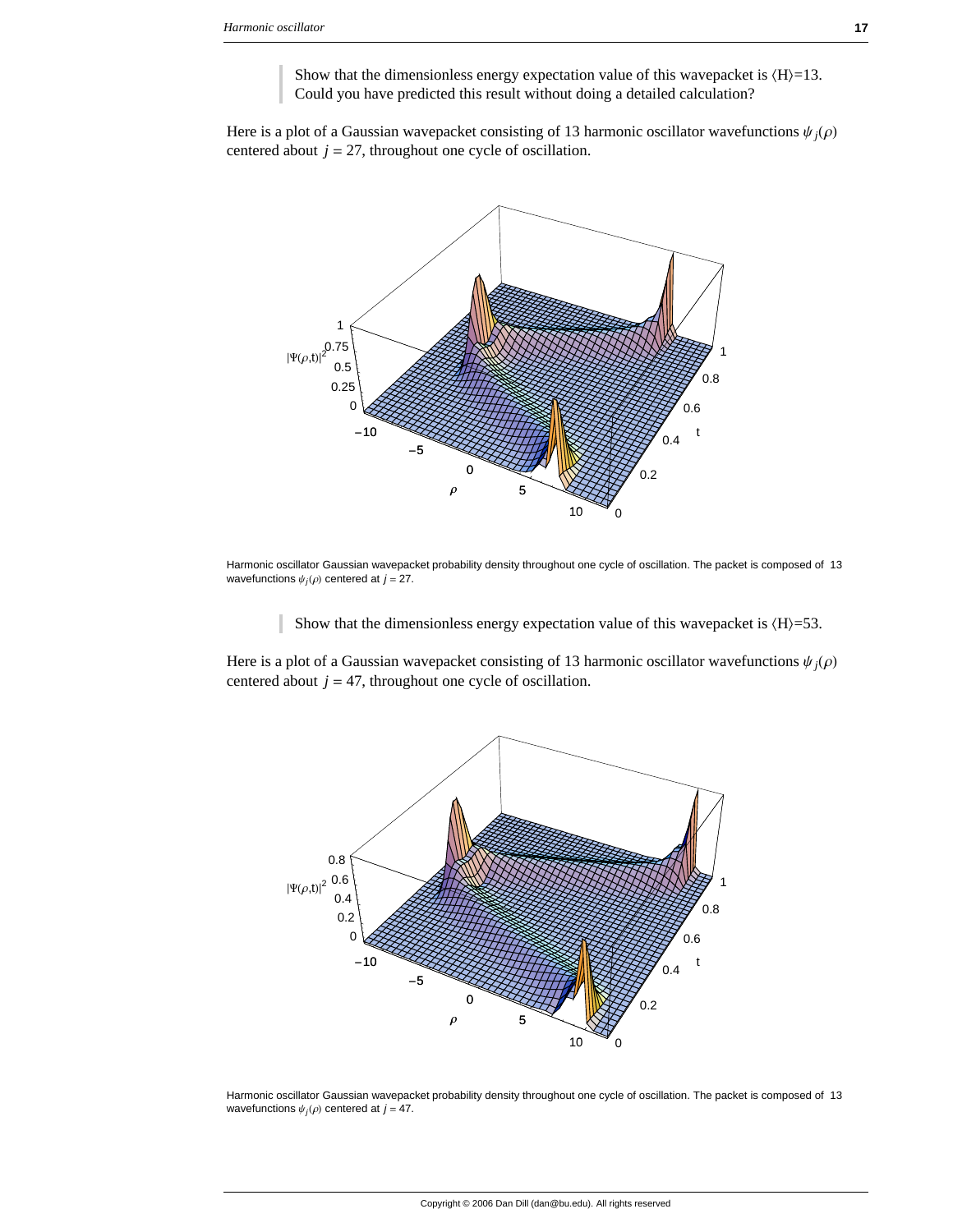> Show that the dimensionless energy expectation value of this wavepacket is $\langle H \rangle = 13$. Could you have predicted this result without doing a detailed calculation?

Here is a plot of a Gaussian wavepacket consisting of 13 harmonic oscillator wavefunctions $\psi_j(\rho)$ centered about $j = 27$, throughout one cycle of oscillation.

Harmonic oscillator Gaussian wavepacket probability density throughout one cycle of oscillation. The packet is composed of 13 wavefunctions $\psi_j(\rho)$ centered at $j = 27$.

> Show that the dimensionless energy expectation value of this wavepacket is $\langle H \rangle = 53$.

Here is a plot of a Gaussian wavepacket consisting of 13 harmonic oscillator wavefunctions $\psi_j(\rho)$ centered about $j = 47$, throughout one cycle of oscillation.

Harmonic oscillator Gaussian wavepacket probability density throughout one cycle of oscillation. The packet is composed of 13 wavefunctions $\psi_j(\rho)$ centered at $j = 47$.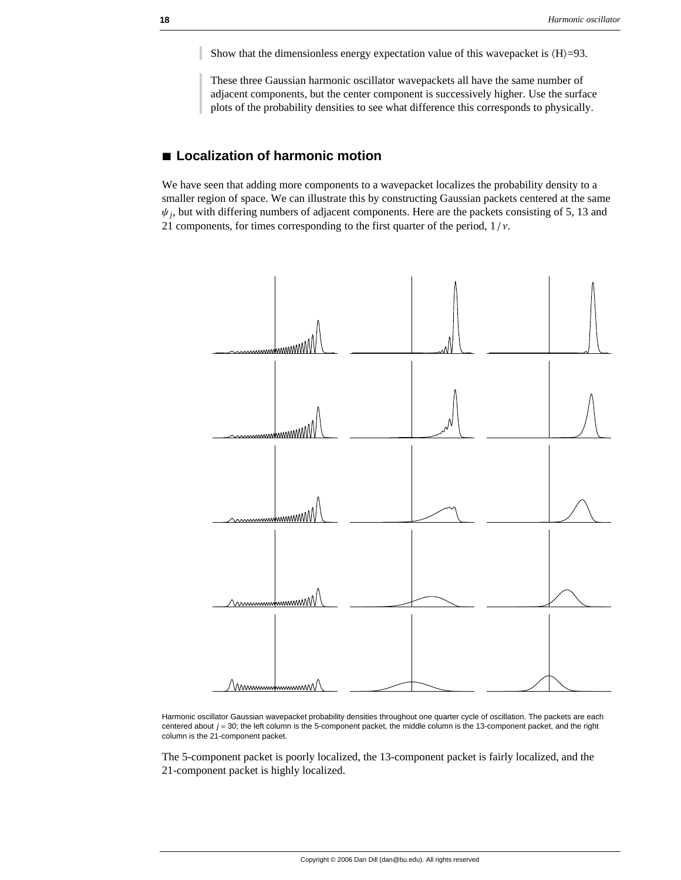> Show that the dimensionless energy expectation value of this wavepacket is ⟨H⟩=93.

> These three Gaussian harmonic oscillator wavepackets all have the same number of adjacent components, but the center component is successively higher. Use the surface plots of the probability densities to see what difference this corresponds to physically.

## ■ Localization of harmonic motion

We have seen that adding more components to a wavepacket localizes the probability density to a smaller region of space. We can illustrate this by constructing Gaussian packets centered at the same $\psi_j$, but with differing numbers of adjacent components. Here are the packets consisting of 5, 13 and 21 components, for times corresponding to the first quarter of the period, $1/\nu$.

Harmonic oscillator Gaussian wavepacket probability densities throughout one quarter cycle of oscillation. The packets are each centered about $j = 30$; the left column is the 5-component packet, the middle column is the 13-component packet, and the right column is the 21-component packet.

The 5-component packet is poorly localized, the 13-component packet is fairly localized, and the 21-component packet is highly localized.